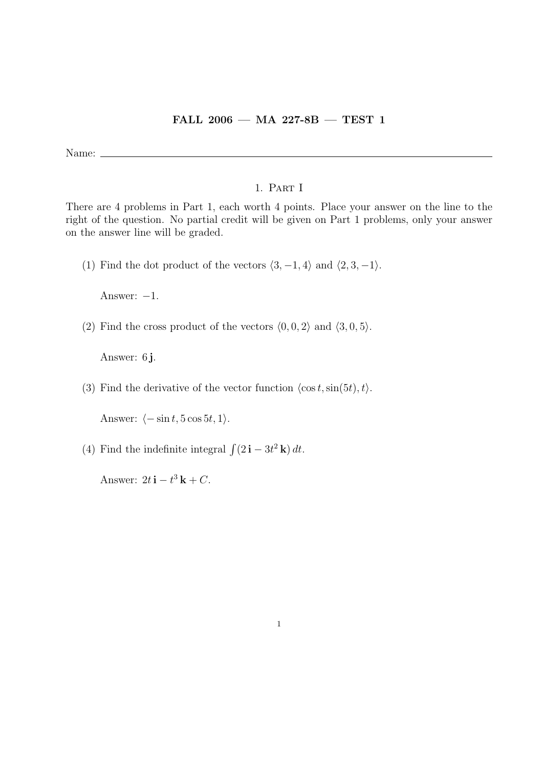# FALL 2006 — MA 227-8B — TEST 1

Name: ______________________________

## 1. Part I

There are 4 problems in Part 1, each worth 4 points. Place your answer on the line to the right of the question. No partial credit will be given on Part 1 problems, only your answer on the answer line will be graded.

(1) Find the dot product of the vectors $\langle 3, -1, 4\rangle$ and $\langle 2, 3, -1\rangle$.

Answer: $-1$.

(2) Find the cross product of the vectors $\langle 0, 0, 2\rangle$ and $\langle 3, 0, 5\rangle$.

Answer: $6\,\mathbf{j}$.

(3) Find the derivative of the vector function $\langle \cos t, \sin(5t), t\rangle$.

Answer: $\langle -\sin t, 5\cos 5t, 1\rangle$.

(4) Find the indefinite integral $\int (2\,\mathbf{i} - 3t^2\,\mathbf{k})\,dt$.

Answer: $2t\,\mathbf{i} - t^3\,\mathbf{k} + C$.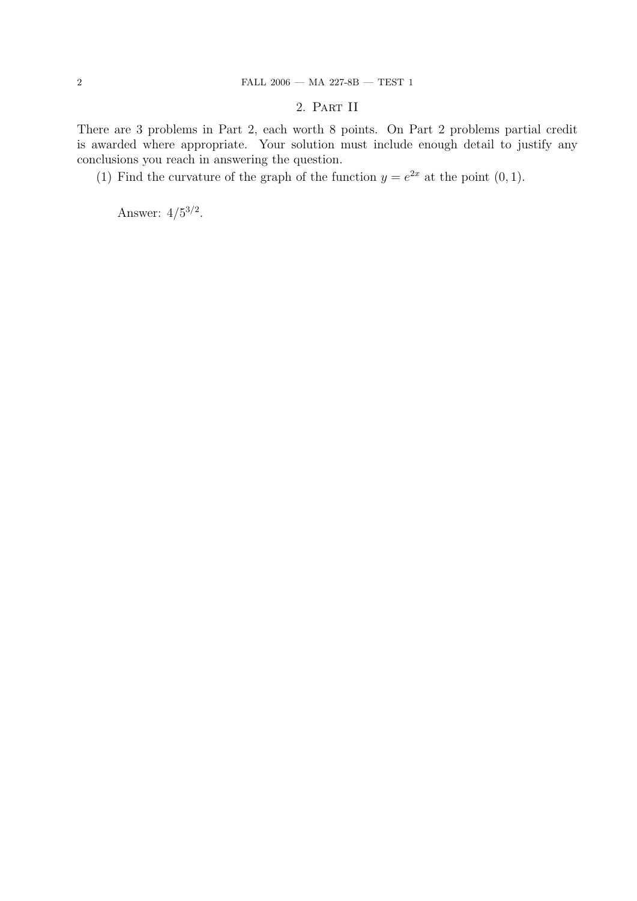## 2. Part II

There are 3 problems in Part 2, each worth 8 points. On Part 2 problems partial credit is awarded where appropriate. Your solution must include enough detail to justify any conclusions you reach in answering the question.

(1) Find the curvature of the graph of the function $y = e^{2x}$ at the point $(0, 1)$.

Answer: $4/5^{3/2}$.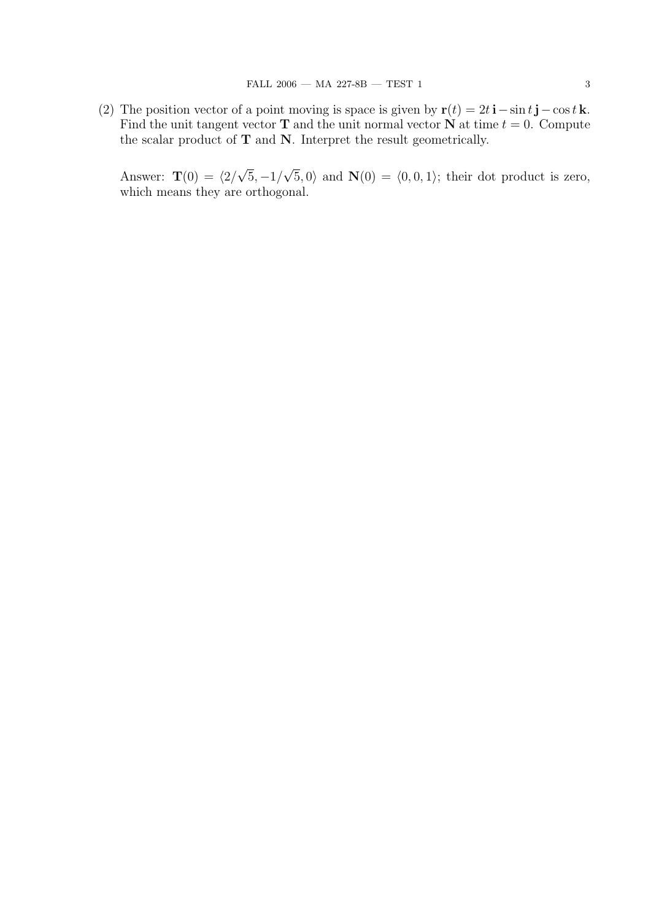(2) The position vector of a point moving is space is given by $\mathbf{r}(t) = 2t\,\mathbf{i} - \sin t\,\mathbf{j} - \cos t\,\mathbf{k}$. Find the unit tangent vector $\mathbf{T}$ and the unit normal vector $\mathbf{N}$ at time $t = 0$. Compute the scalar product of $\mathbf{T}$ and $\mathbf{N}$. Interpret the result geometrically.

Answer: $\mathbf{T}(0) = \langle 2/\sqrt{5}, -1/\sqrt{5}, 0\rangle$ and $\mathbf{N}(0) = \langle 0, 0, 1\rangle$; their dot product is zero, which means they are orthogonal.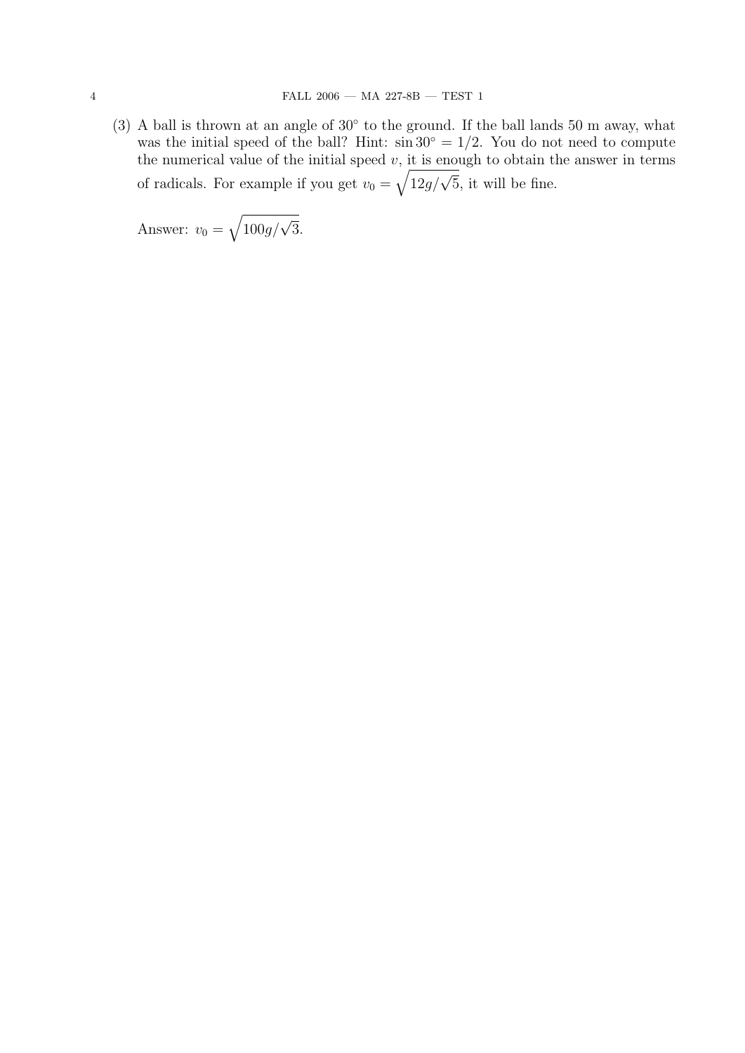(3) A ball is thrown at an angle of $30^\circ$ to the ground. If the ball lands 50 m away, what was the initial speed of the ball? Hint: $\sin 30^\circ = 1/2$. You do not need to compute the numerical value of the initial speed $v$, it is enough to obtain the answer in terms of radicals. For example if you get $v_0 = \sqrt{12g/\sqrt{5}}$, it will be fine.

Answer: $v_0 = \sqrt{100g/\sqrt{3}}$.